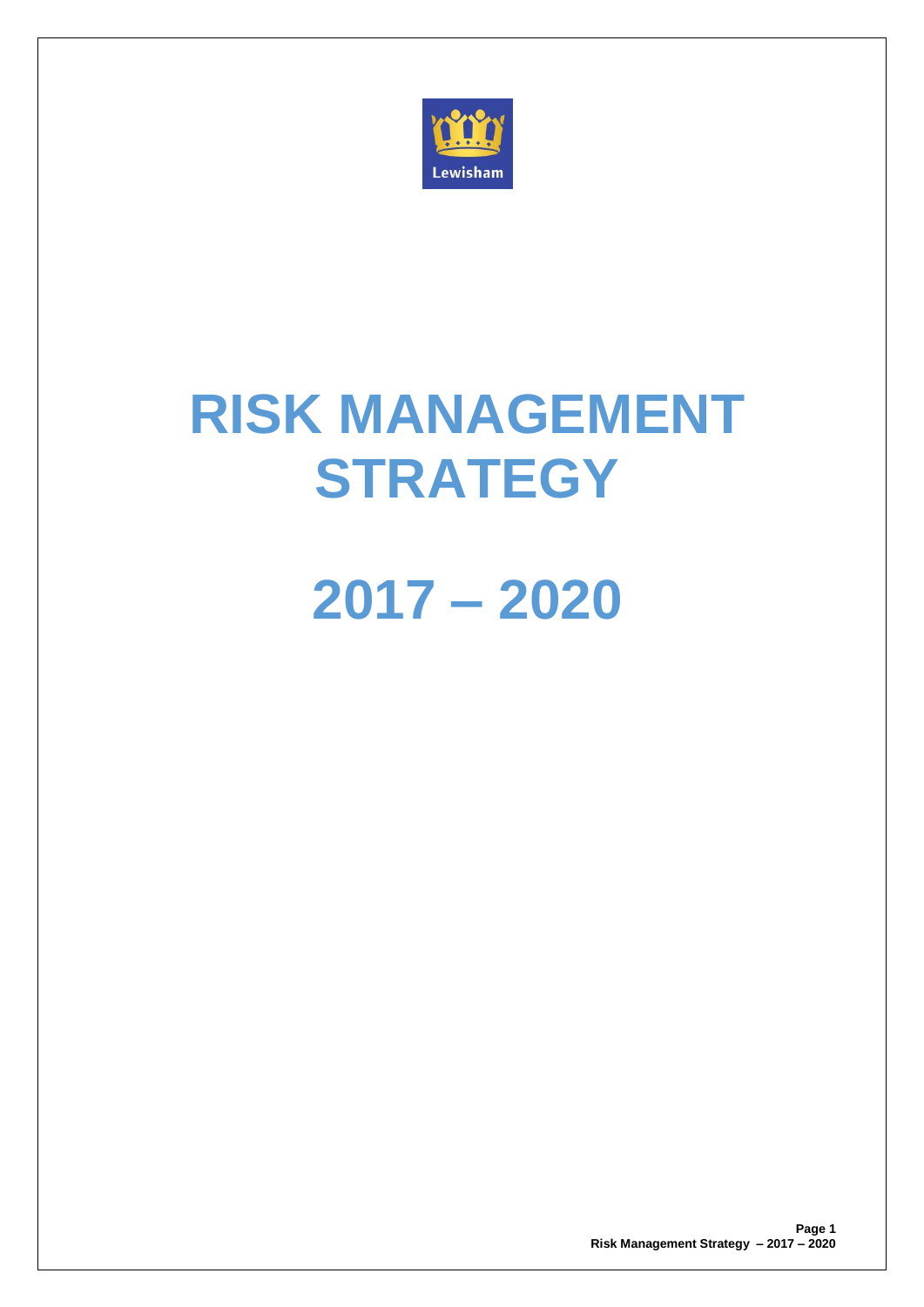Lewisham

# RISK MANAGEMENT STRATEGY

# 2017 – 2020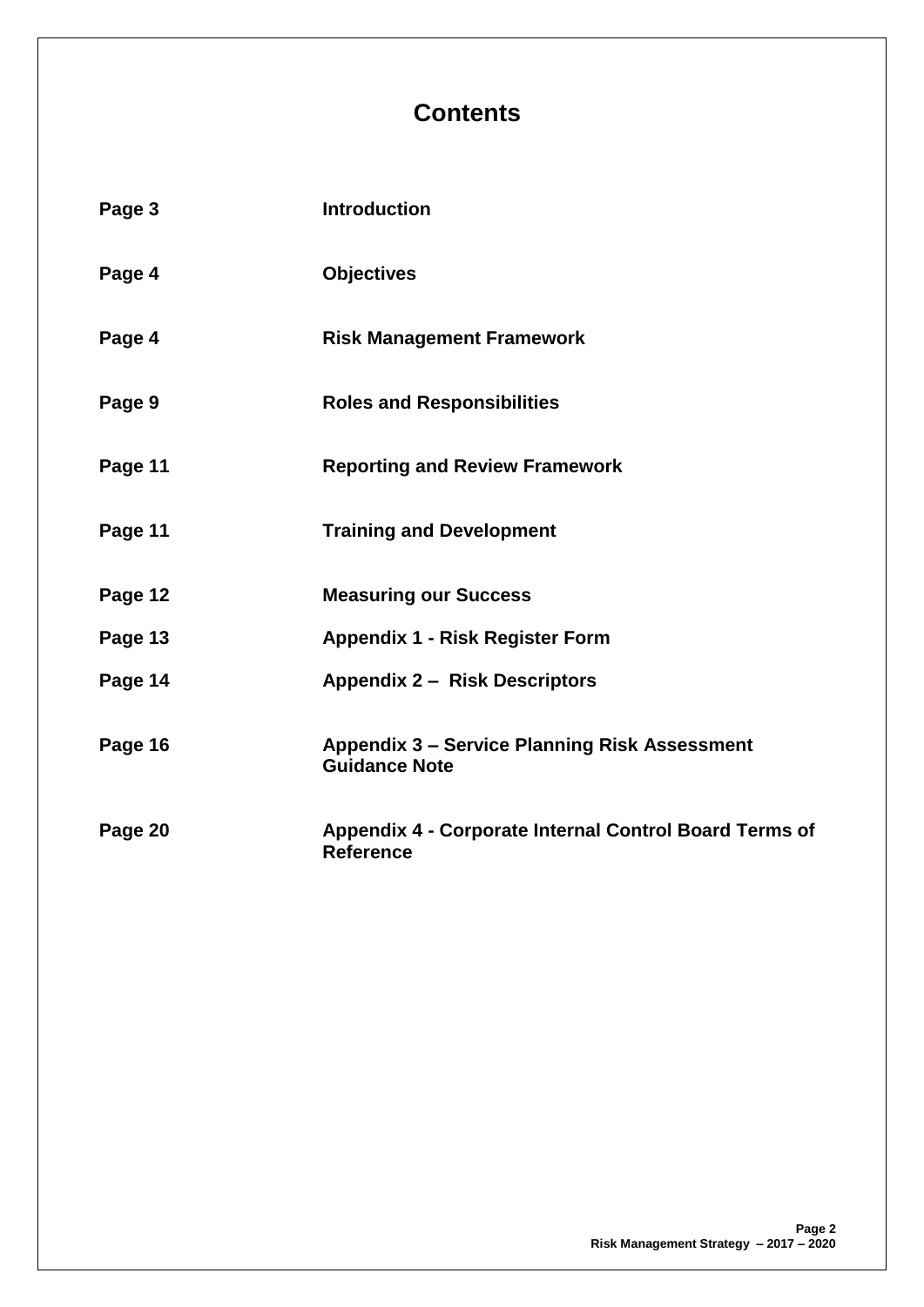# Contents

| | |
|---|---|
| **Page 3** | **Introduction** |
| **Page 4** | **Objectives** |
| **Page 4** | **Risk Management Framework** |
| **Page 9** | **Roles and Responsibilities** |
| **Page 11** | **Reporting and Review Framework** |
| **Page 11** | **Training and Development** |
| **Page 12** | **Measuring our Success** |
| **Page 13** | **Appendix 1 - Risk Register Form** |
| **Page 14** | **Appendix 2 – Risk Descriptors** |
| **Page 16** | **Appendix 3 – Service Planning Risk Assessment Guidance Note** |
| **Page 20** | **Appendix 4 - Corporate Internal Control Board Terms of Reference** |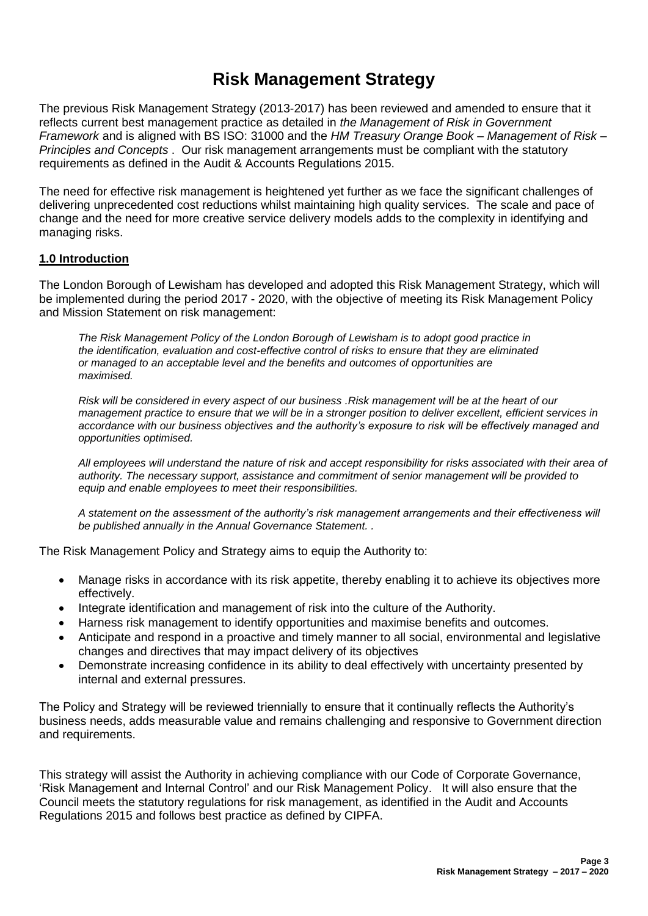# Risk Management Strategy

The previous Risk Management Strategy (2013-2017) has been reviewed and amended to ensure that it reflects current best management practice as detailed in *the Management of Risk in Government Framework* and is aligned with BS ISO: 31000 and the *HM Treasury Orange Book – Management of Risk – Principles and Concepts* . Our risk management arrangements must be compliant with the statutory requirements as defined in the Audit & Accounts Regulations 2015.

The need for effective risk management is heightened yet further as we face the significant challenges of delivering unprecedented cost reductions whilst maintaining high quality services. The scale and pace of change and the need for more creative service delivery models adds to the complexity in identifying and managing risks.

## 1.0 Introduction

The London Borough of Lewisham has developed and adopted this Risk Management Strategy, which will be implemented during the period 2017 - 2020, with the objective of meeting its Risk Management Policy and Mission Statement on risk management:

> *The Risk Management Policy of the London Borough of Lewisham is to adopt good practice in the identification, evaluation and cost-effective control of risks to ensure that they are eliminated or managed to an acceptable level and the benefits and outcomes of opportunities are maximised.*
>
> *Risk will be considered in every aspect of our business .Risk management will be at the heart of our management practice to ensure that we will be in a stronger position to deliver excellent, efficient services in accordance with our business objectives and the authority's exposure to risk will be effectively managed and opportunities optimised.*
>
> *All employees will understand the nature of risk and accept responsibility for risks associated with their area of authority. The necessary support, assistance and commitment of senior management will be provided to equip and enable employees to meet their responsibilities.*
>
> *A statement on the assessment of the authority's risk management arrangements and their effectiveness will be published annually in the Annual Governance Statement. .*

The Risk Management Policy and Strategy aims to equip the Authority to:

- Manage risks in accordance with its risk appetite, thereby enabling it to achieve its objectives more effectively.
- Integrate identification and management of risk into the culture of the Authority.
- Harness risk management to identify opportunities and maximise benefits and outcomes.
- Anticipate and respond in a proactive and timely manner to all social, environmental and legislative changes and directives that may impact delivery of its objectives
- Demonstrate increasing confidence in its ability to deal effectively with uncertainty presented by internal and external pressures.

The Policy and Strategy will be reviewed triennially to ensure that it continually reflects the Authority's business needs, adds measurable value and remains challenging and responsive to Government direction and requirements.

This strategy will assist the Authority in achieving compliance with our Code of Corporate Governance, 'Risk Management and Internal Control' and our Risk Management Policy. It will also ensure that the Council meets the statutory regulations for risk management, as identified in the Audit and Accounts Regulations 2015 and follows best practice as defined by CIPFA.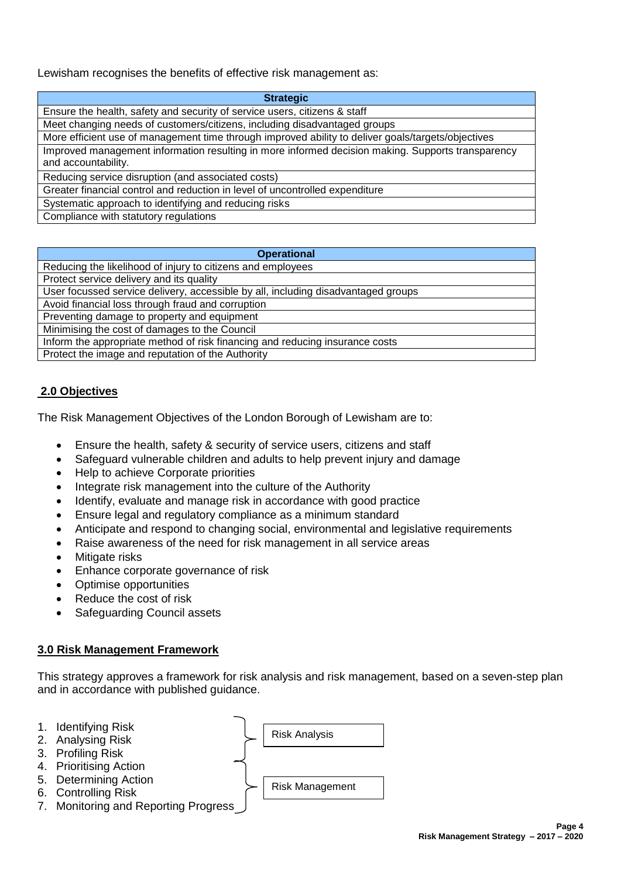Lewisham recognises the benefits of effective risk management as:

| Strategic |
| --- |
| Ensure the health, safety and security of service users, citizens & staff |
| Meet changing needs of customers/citizens, including disadvantaged groups |
| More efficient use of management time through improved ability to deliver goals/targets/objectives |
| Improved management information resulting in more informed decision making. Supports transparency and accountability. |
| Reducing service disruption (and associated costs) |
| Greater financial control and reduction in level of uncontrolled expenditure |
| Systematic approach to identifying and reducing risks |
| Compliance with statutory regulations |

| Operational |
| --- |
| Reducing the likelihood of injury to citizens and employees |
| Protect service delivery and its quality |
| User focussed service delivery, accessible by all, including disadvantaged groups |
| Avoid financial loss through fraud and corruption |
| Preventing damage to property and equipment |
| Minimising the cost of damages to the Council |
| Inform the appropriate method of risk financing and reducing insurance costs |
| Protect the image and reputation of the Authority |

## 2.0 Objectives

The Risk Management Objectives of the London Borough of Lewisham are to:

- Ensure the health, safety & security of service users, citizens and staff
- Safeguard vulnerable children and adults to help prevent injury and damage
- Help to achieve Corporate priorities
- Integrate risk management into the culture of the Authority
- Identify, evaluate and manage risk in accordance with good practice
- Ensure legal and regulatory compliance as a minimum standard
- Anticipate and respond to changing social, environmental and legislative requirements
- Raise awareness of the need for risk management in all service areas
- Mitigate risks
- Enhance corporate governance of risk
- Optimise opportunities
- Reduce the cost of risk
- Safeguarding Council assets

## 3.0 Risk Management Framework

This strategy approves a framework for risk analysis and risk management, based on a seven-step plan and in accordance with published guidance.

**Risk Analysis**

1. Identifying Risk
2. Analysing Risk
3. Profiling Risk

**Risk Management**

4. Prioritising Action
5. Determining Action
6. Controlling Risk
7. Monitoring and Reporting Progress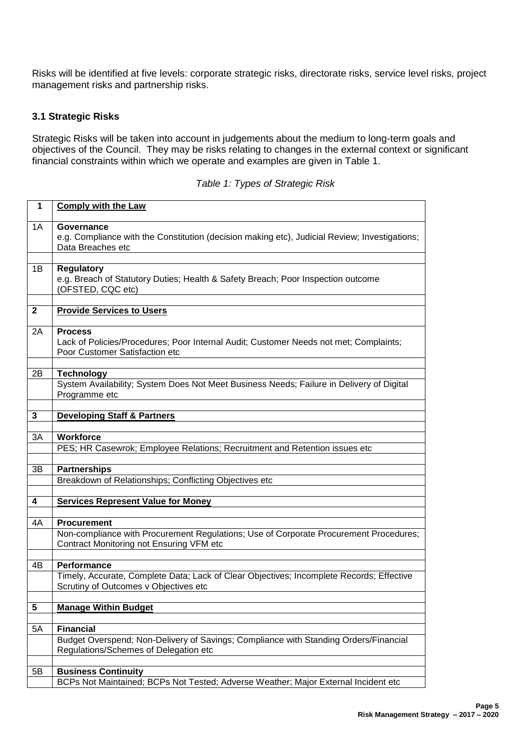Risks will be identified at five levels: corporate strategic risks, directorate risks, service level risks, project management risks and partnership risks.

### 3.1 Strategic Risks

Strategic Risks will be taken into account in judgements about the medium to long-term goals and objectives of the Council. They may be risks relating to changes in the external context or significant financial constraints within which we operate and examples are given in Table 1.

*Table 1: Types of Strategic Risk*

| | |
|---|---|
| **1** | **Comply with the Law** |
| 1A | **Governance**<br>e.g. Compliance with the Constitution (decision making etc), Judicial Review; Investigations; Data Breaches etc |
| 1B | **Regulatory**<br>e.g. Breach of Statutory Duties; Health & Safety Breach; Poor Inspection outcome (OFSTED, CQC etc) |
| **2** | **Provide Services to Users** |
| 2A | **Process**<br>Lack of Policies/Procedures; Poor Internal Audit; Customer Needs not met; Complaints; Poor Customer Satisfaction etc |
| 2B | **Technology** |
| | System Availability; System Does Not Meet Business Needs; Failure in Delivery of Digital Programme etc |
| **3** | **Developing Staff & Partners** |
| 3A | **Workforce** |
| | PES; HR Casewrok; Employee Relations; Recruitment and Retention issues etc |
| 3B | **Partnerships** |
| | Breakdown of Relationships; Conflicting Objectives etc |
| **4** | **Services Represent Value for Money** |
| 4A | **Procurement** |
| | Non-compliance with Procurement Regulations; Use of Corporate Procurement Procedures; Contract Monitoring not Ensuring VFM etc |
| 4B | **Performance** |
| | Timely, Accurate, Complete Data; Lack of Clear Objectives; Incomplete Records; Effective Scrutiny of Outcomes v Objectives etc |
| **5** | **Manage Within Budget** |
| 5A | **Financial** |
| | Budget Overspend; Non-Delivery of Savings; Compliance with Standing Orders/Financial Regulations/Schemes of Delegation etc |
| 5B | **Business Continuity** |
| | BCPs Not Maintained; BCPs Not Tested; Adverse Weather; Major External Incident etc |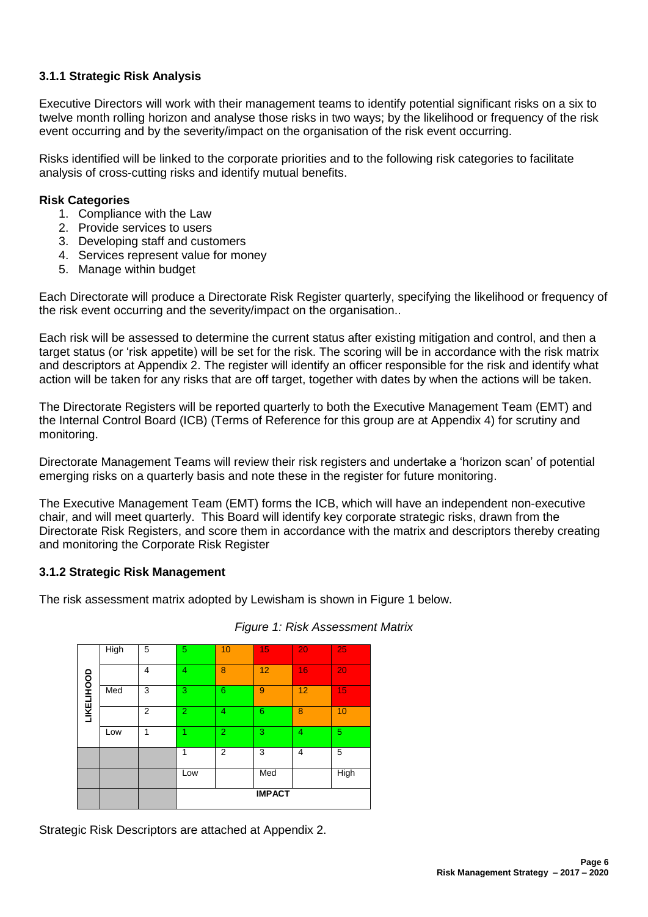### 3.1.1 Strategic Risk Analysis

Executive Directors will work with their management teams to identify potential significant risks on a six to twelve month rolling horizon and analyse those risks in two ways; by the likelihood or frequency of the risk event occurring and by the severity/impact on the organisation of the risk event occurring.

Risks identified will be linked to the corporate priorities and to the following risk categories to facilitate analysis of cross-cutting risks and identify mutual benefits.

**Risk Categories**

1. Compliance with the Law
2. Provide services to users
3. Developing staff and customers
4. Services represent value for money
5. Manage within budget

Each Directorate will produce a Directorate Risk Register quarterly, specifying the likelihood or frequency of the risk event occurring and the severity/impact on the organisation..

Each risk will be assessed to determine the current status after existing mitigation and control, and then a target status (or 'risk appetite) will be set for the risk. The scoring will be in accordance with the risk matrix and descriptors at Appendix 2. The register will identify an officer responsible for the risk and identify what action will be taken for any risks that are off target, together with dates by when the actions will be taken.

The Directorate Registers will be reported quarterly to both the Executive Management Team (EMT) and the Internal Control Board (ICB) (Terms of Reference for this group are at Appendix 4) for scrutiny and monitoring.

Directorate Management Teams will review their risk registers and undertake a 'horizon scan' of potential emerging risks on a quarterly basis and note these in the register for future monitoring.

The Executive Management Team (EMT) forms the ICB, which will have an independent non-executive chair, and will meet quarterly. This Board will identify key corporate strategic risks, drawn from the Directorate Risk Registers, and score them in accordance with the matrix and descriptors thereby creating and monitoring the Corporate Risk Register

### 3.1.2 Strategic Risk Management

The risk assessment matrix adopted by Lewisham is shown in Figure 1 below.

*Figure 1: Risk Assessment Matrix*

| LIKELIHOOD | | | | | | | |
|---|---|---|---|---|---|---|---|
| | High | 5 | 5 | 10 | 15 | 20 | 25 |
| | | 4 | 4 | 8 | 12 | 16 | 20 |
| | Med | 3 | 3 | 6 | 9 | 12 | 15 |
| | | 2 | 2 | 4 | 6 | 8 | 10 |
| | Low | 1 | 1 | 2 | 3 | 4 | 5 |
| | | | 1 | 2 | 3 | 4 | 5 |
| | | | Low | | Med | | High |
| | | | IMPACT | | | | |

Strategic Risk Descriptors are attached at Appendix 2.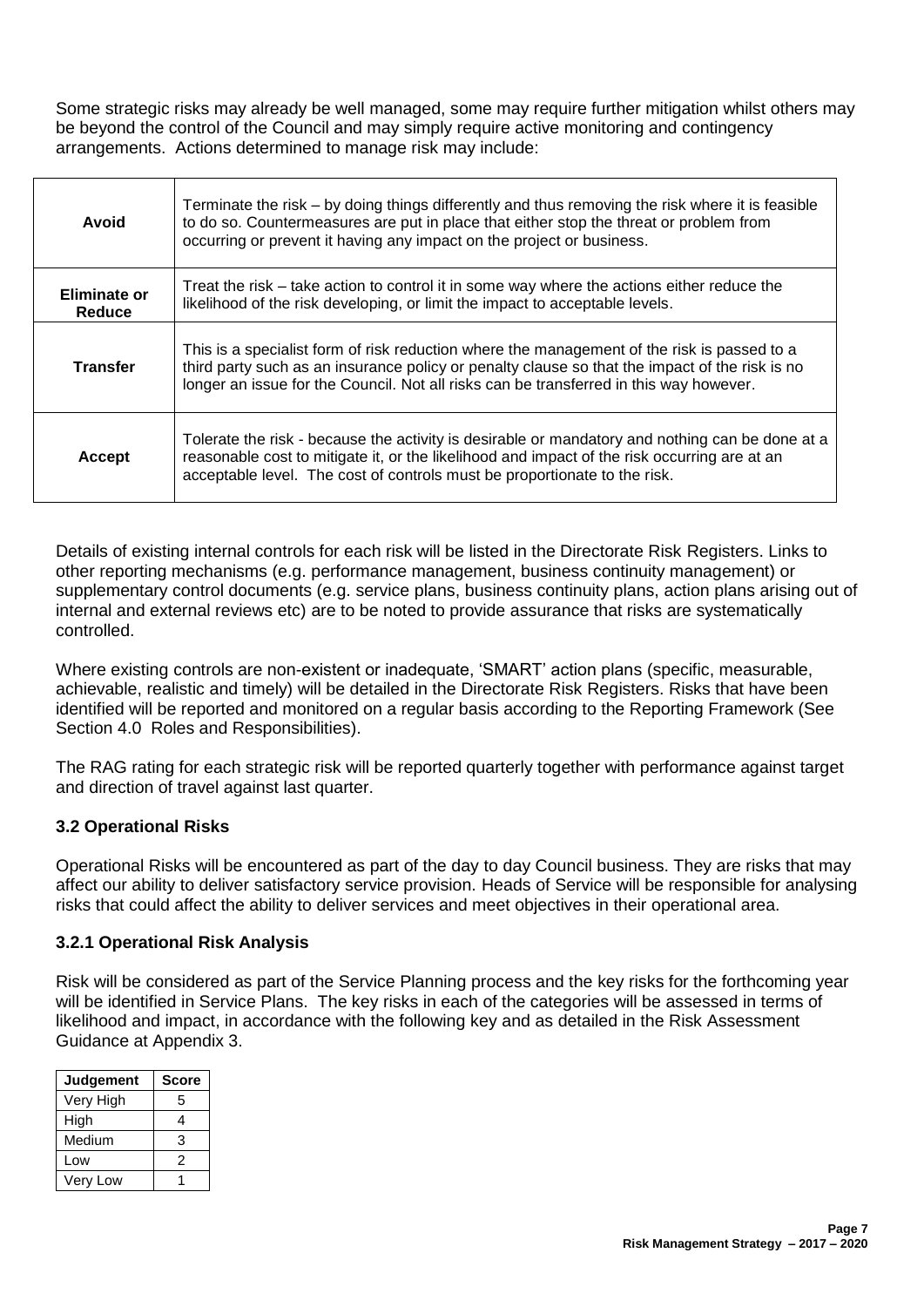Some strategic risks may already be well managed, some may require further mitigation whilst others may be beyond the control of the Council and may simply require active monitoring and contingency arrangements. Actions determined to manage risk may include:

| | |
|---|---|
| **Avoid** | Terminate the risk – by doing things differently and thus removing the risk where it is feasible to do so. Countermeasures are put in place that either stop the threat or problem from occurring or prevent it having any impact on the project or business. |
| **Eliminate or Reduce** | Treat the risk – take action to control it in some way where the actions either reduce the likelihood of the risk developing, or limit the impact to acceptable levels. |
| **Transfer** | This is a specialist form of risk reduction where the management of the risk is passed to a third party such as an insurance policy or penalty clause so that the impact of the risk is no longer an issue for the Council. Not all risks can be transferred in this way however. |
| **Accept** | Tolerate the risk - because the activity is desirable or mandatory and nothing can be done at a reasonable cost to mitigate it, or the likelihood and impact of the risk occurring are at an acceptable level. The cost of controls must be proportionate to the risk. |

Details of existing internal controls for each risk will be listed in the Directorate Risk Registers. Links to other reporting mechanisms (e.g. performance management, business continuity management) or supplementary control documents (e.g. service plans, business continuity plans, action plans arising out of internal and external reviews etc) are to be noted to provide assurance that risks are systematically controlled.

Where existing controls are non-existent or inadequate, 'SMART' action plans (specific, measurable, achievable, realistic and timely) will be detailed in the Directorate Risk Registers. Risks that have been identified will be reported and monitored on a regular basis according to the Reporting Framework (See Section 4.0 Roles and Responsibilities).

The RAG rating for each strategic risk will be reported quarterly together with performance against target and direction of travel against last quarter.

### 3.2 Operational Risks

Operational Risks will be encountered as part of the day to day Council business. They are risks that may affect our ability to deliver satisfactory service provision. Heads of Service will be responsible for analysing risks that could affect the ability to deliver services and meet objectives in their operational area.

#### 3.2.1 Operational Risk Analysis

Risk will be considered as part of the Service Planning process and the key risks for the forthcoming year will be identified in Service Plans. The key risks in each of the categories will be assessed in terms of likelihood and impact, in accordance with the following key and as detailed in the Risk Assessment Guidance at Appendix 3.

| Judgement | Score |
|---|---|
| Very High | 5 |
| High | 4 |
| Medium | 3 |
| Low | 2 |
| Very Low | 1 |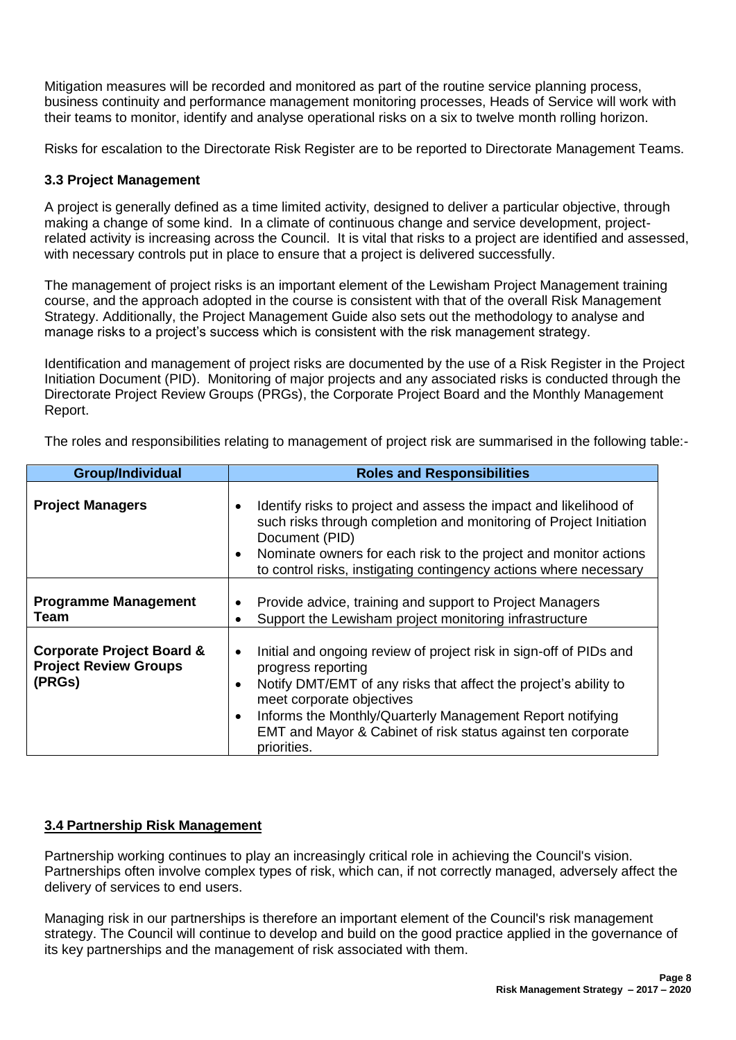Mitigation measures will be recorded and monitored as part of the routine service planning process, business continuity and performance management monitoring processes, Heads of Service will work with their teams to monitor, identify and analyse operational risks on a six to twelve month rolling horizon.

Risks for escalation to the Directorate Risk Register are to be reported to Directorate Management Teams.

### 3.3 Project Management

A project is generally defined as a time limited activity, designed to deliver a particular objective, through making a change of some kind. In a climate of continuous change and service development, project-related activity is increasing across the Council. It is vital that risks to a project are identified and assessed, with necessary controls put in place to ensure that a project is delivered successfully.

The management of project risks is an important element of the Lewisham Project Management training course, and the approach adopted in the course is consistent with that of the overall Risk Management Strategy. Additionally, the Project Management Guide also sets out the methodology to analyse and manage risks to a project's success which is consistent with the risk management strategy.

Identification and management of project risks are documented by the use of a Risk Register in the Project Initiation Document (PID). Monitoring of major projects and any associated risks is conducted through the Directorate Project Review Groups (PRGs), the Corporate Project Board and the Monthly Management Report.

The roles and responsibilities relating to management of project risk are summarised in the following table:-

| Group/Individual | Roles and Responsibilities |
|---|---|
| **Project Managers** | • Identify risks to project and assess the impact and likelihood of such risks through completion and monitoring of Project Initiation Document (PID)<br>• Nominate owners for each risk to the project and monitor actions to control risks, instigating contingency actions where necessary |
| **Programme Management Team** | • Provide advice, training and support to Project Managers<br>• Support the Lewisham project monitoring infrastructure |
| **Corporate Project Board & Project Review Groups (PRGs)** | • Initial and ongoing review of project risk in sign-off of PIDs and progress reporting<br>• Notify DMT/EMT of any risks that affect the project's ability to meet corporate objectives<br>• Informs the Monthly/Quarterly Management Report notifying EMT and Mayor & Cabinet of risk status against ten corporate priorities. |

### 3.4 Partnership Risk Management

Partnership working continues to play an increasingly critical role in achieving the Council's vision. Partnerships often involve complex types of risk, which can, if not correctly managed, adversely affect the delivery of services to end users.

Managing risk in our partnerships is therefore an important element of the Council's risk management strategy. The Council will continue to develop and build on the good practice applied in the governance of its key partnerships and the management of risk associated with them.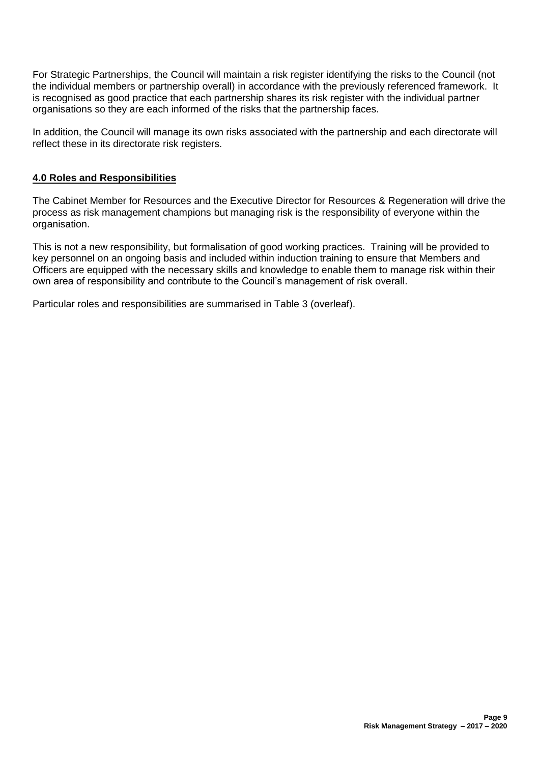For Strategic Partnerships, the Council will maintain a risk register identifying the risks to the Council (not the individual members or partnership overall) in accordance with the previously referenced framework. It is recognised as good practice that each partnership shares its risk register with the individual partner organisations so they are each informed of the risks that the partnership faces.

In addition, the Council will manage its own risks associated with the partnership and each directorate will reflect these in its directorate risk registers.

## 4.0 Roles and Responsibilities

The Cabinet Member for Resources and the Executive Director for Resources & Regeneration will drive the process as risk management champions but managing risk is the responsibility of everyone within the organisation.

This is not a new responsibility, but formalisation of good working practices. Training will be provided to key personnel on an ongoing basis and included within induction training to ensure that Members and Officers are equipped with the necessary skills and knowledge to enable them to manage risk within their own area of responsibility and contribute to the Council's management of risk overall.

Particular roles and responsibilities are summarised in Table 3 (overleaf).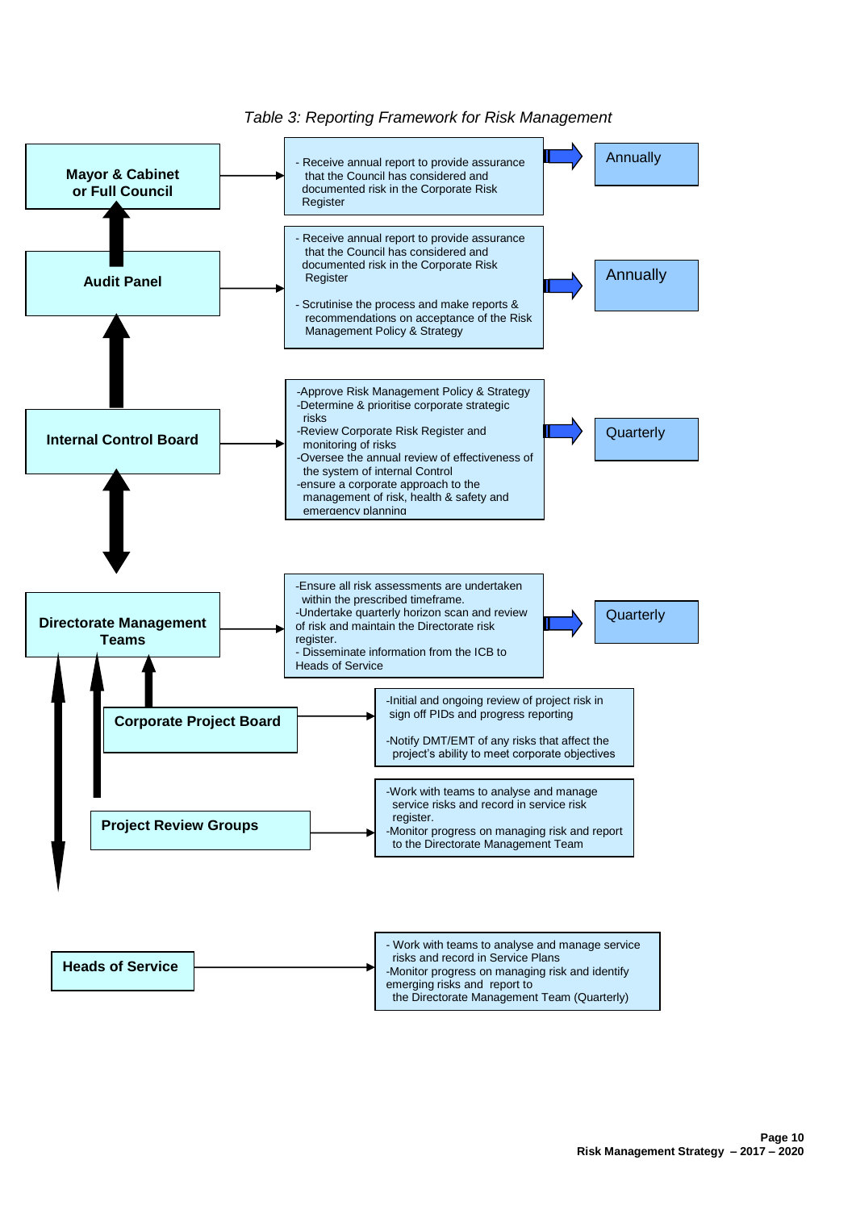*Table 3: Reporting Framework for Risk Management*

| Body | Responsibilities | Frequency |
|---|---|---|
| **Mayor & Cabinet or Full Council** | - Receive annual report to provide assurance that the Council has considered and documented risk in the Corporate Risk Register | Annually |
| **Audit Panel** | - Receive annual report to provide assurance that the Council has considered and documented risk in the Corporate Risk Register<br>- Scrutinise the process and make reports & recommendations on acceptance of the Risk Management Policy & Strategy | Annually |
| **Internal Control Board** | -Approve Risk Management Policy & Strategy<br>-Determine & prioritise corporate strategic risks<br>-Review Corporate Risk Register and monitoring of risks<br>-Oversee the annual review of effectiveness of the system of internal Control<br>-ensure a corporate approach to the management of risk, health & safety and emergency planning | Quarterly |
| **Directorate Management Teams** | -Ensure all risk assessments are undertaken within the prescribed timeframe.<br>-Undertake quarterly horizon scan and review of risk and maintain the Directorate risk register.<br>- Disseminate information from the ICB to Heads of Service | Quarterly |
| **Corporate Project Board** | -Initial and ongoing review of project risk in sign off PIDs and progress reporting<br>-Notify DMT/EMT of any risks that affect the project's ability to meet corporate objectives | |
| **Project Review Groups** | -Work with teams to analyse and manage service risks and record in service risk register.<br>-Monitor progress on managing risk and report to the Directorate Management Team | |
| **Heads of Service** | - Work with teams to analyse and manage service risks and record in Service Plans<br>-Monitor progress on managing risk and identify emerging risks and report to the Directorate Management Team (Quarterly) | |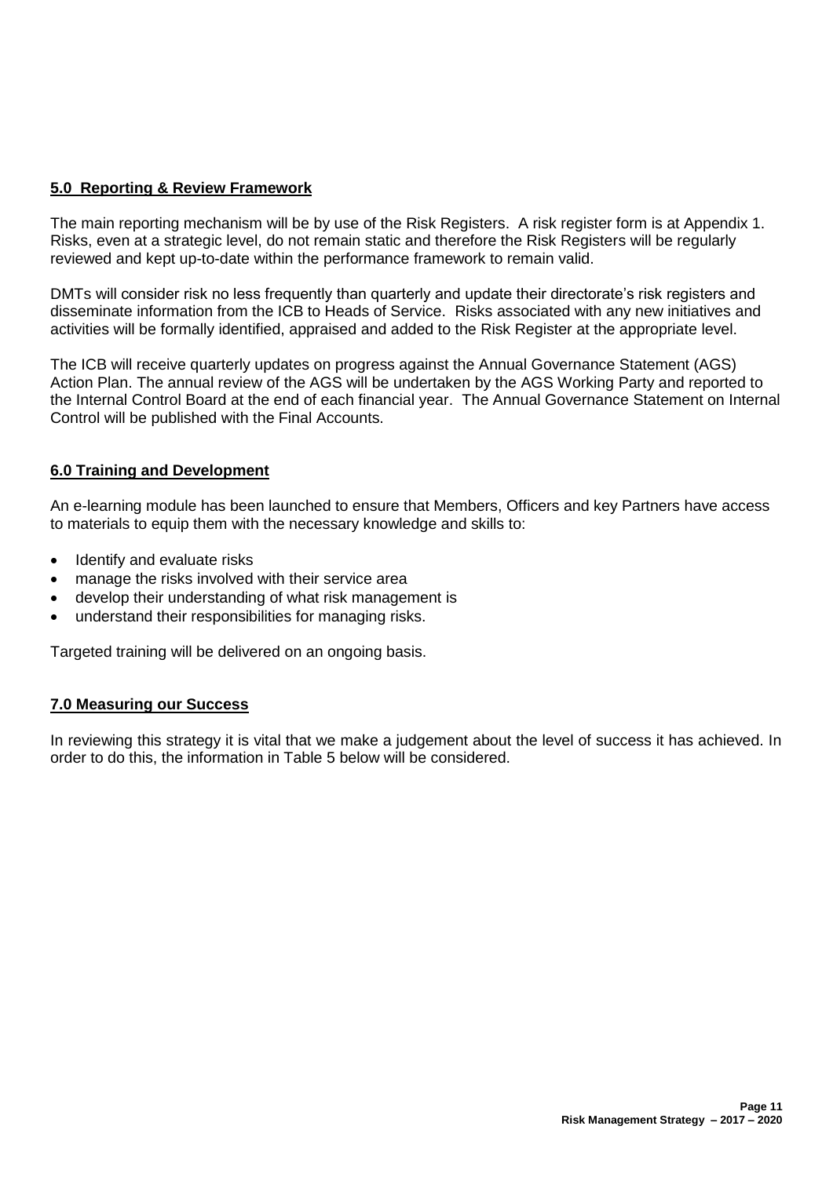## 5.0 Reporting & Review Framework

The main reporting mechanism will be by use of the Risk Registers. A risk register form is at Appendix 1. Risks, even at a strategic level, do not remain static and therefore the Risk Registers will be regularly reviewed and kept up-to-date within the performance framework to remain valid.

DMTs will consider risk no less frequently than quarterly and update their directorate's risk registers and disseminate information from the ICB to Heads of Service. Risks associated with any new initiatives and activities will be formally identified, appraised and added to the Risk Register at the appropriate level.

The ICB will receive quarterly updates on progress against the Annual Governance Statement (AGS) Action Plan. The annual review of the AGS will be undertaken by the AGS Working Party and reported to the Internal Control Board at the end of each financial year. The Annual Governance Statement on Internal Control will be published with the Final Accounts.

## 6.0 Training and Development

An e-learning module has been launched to ensure that Members, Officers and key Partners have access to materials to equip them with the necessary knowledge and skills to:

- Identify and evaluate risks
- manage the risks involved with their service area
- develop their understanding of what risk management is
- understand their responsibilities for managing risks.

Targeted training will be delivered on an ongoing basis.

## 7.0 Measuring our Success

In reviewing this strategy it is vital that we make a judgement about the level of success it has achieved. In order to do this, the information in Table 5 below will be considered.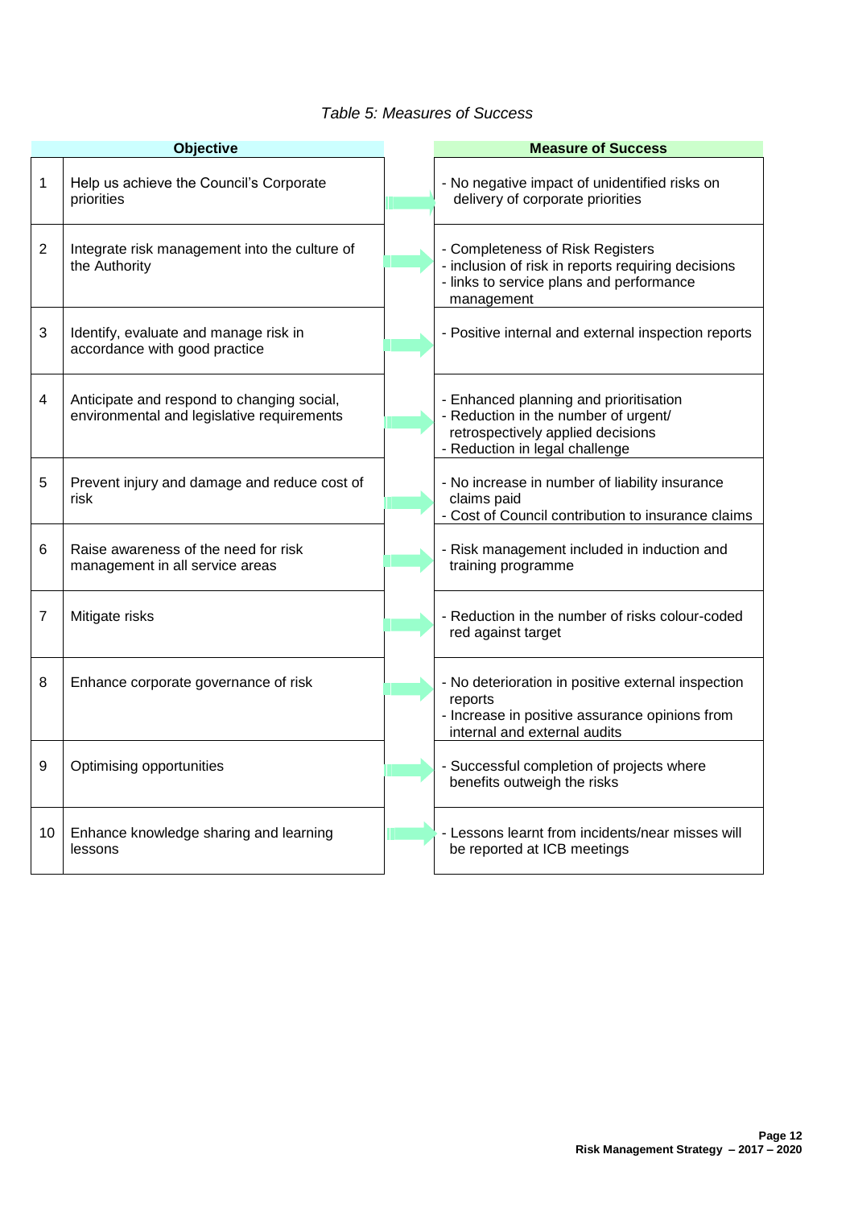*Table 5: Measures of Success*

| | Objective | Measure of Success |
|---|---|---|
| 1 | Help us achieve the Council's Corporate priorities | - No negative impact of unidentified risks on delivery of corporate priorities |
| 2 | Integrate risk management into the culture of the Authority | - Completeness of Risk Registers<br>- inclusion of risk in reports requiring decisions<br>- links to service plans and performance management |
| 3 | Identify, evaluate and manage risk in accordance with good practice | - Positive internal and external inspection reports |
| 4 | Anticipate and respond to changing social, environmental and legislative requirements | - Enhanced planning and prioritisation<br>- Reduction in the number of urgent/ retrospectively applied decisions<br>- Reduction in legal challenge |
| 5 | Prevent injury and damage and reduce cost of risk | - No increase in number of liability insurance claims paid<br>- Cost of Council contribution to insurance claims |
| 6 | Raise awareness of the need for risk management in all service areas | - Risk management included in induction and training programme |
| 7 | Mitigate risks | - Reduction in the number of risks colour-coded red against target |
| 8 | Enhance corporate governance of risk | - No deterioration in positive external inspection reports<br>- Increase in positive assurance opinions from internal and external audits |
| 9 | Optimising opportunities | - Successful completion of projects where benefits outweigh the risks |
| 10 | Enhance knowledge sharing and learning lessons | - Lessons learnt from incidents/near misses will be reported at ICB meetings |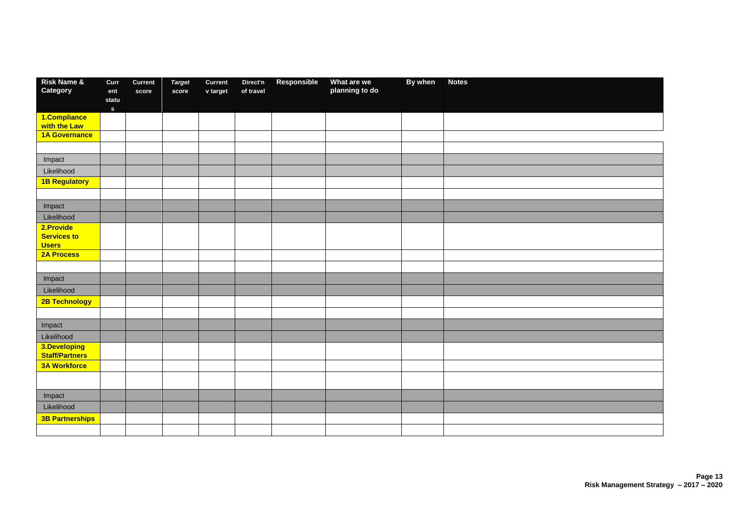| Risk Name & Category | Current status | Current score | *Target score* | Current v target | Direct'n of travel | Responsible | What are we planning to do | By when | Notes |
|---|---|---|---|---|---|---|---|---|---|
| **1.Compliance with the Law** | | | | | | | | | |
| **1A Governance** | | | | | | | | | |
| | | | | | | | | | |
| Impact | | | | | | | | | |
| Likelihood | | | | | | | | | |
| **1B Regulatory** | | | | | | | | | |
| | | | | | | | | | |
| Impact | | | | | | | | | |
| Likelihood | | | | | | | | | |
| **2.Provide Services to Users** | | | | | | | | | |
| **2A Process** | | | | | | | | | |
| | | | | | | | | | |
| Impact | | | | | | | | | |
| Likelihood | | | | | | | | | |
| **2B Technology** | | | | | | | | | |
| | | | | | | | | | |
| Impact | | | | | | | | | |
| Likelihood | | | | | | | | | |
| **3.Developing Staff/Partners** | | | | | | | | | |
| **3A Workforce** | | | | | | | | | |
| | | | | | | | | | |
| Impact | | | | | | | | | |
| Likelihood | | | | | | | | | |
| **3B Partnerships** | | | | | | | | | |
| | | | | | | | | | |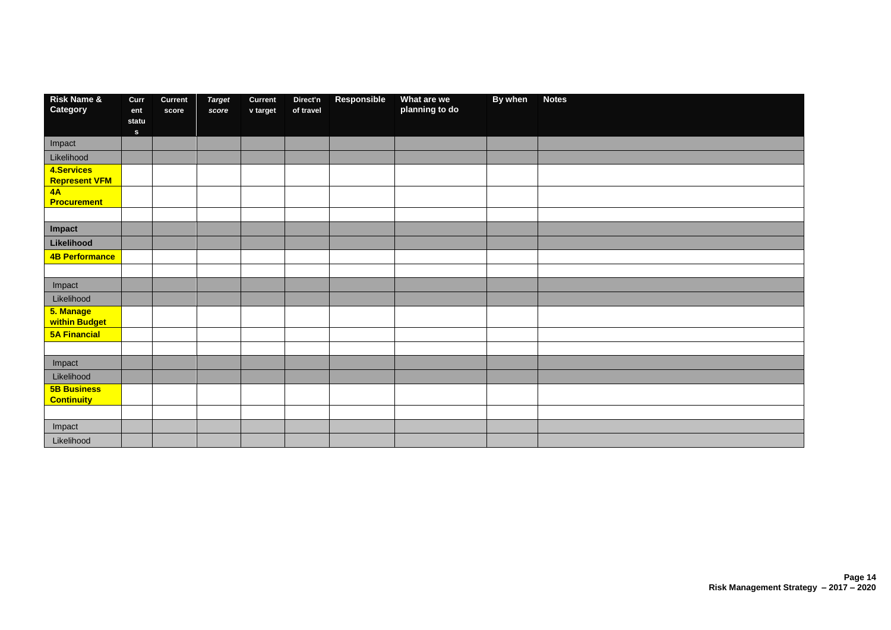| Risk Name & Category | Current status | Current score | *Target score* | Current v target | Direct'n of travel | Responsible | What are we planning to do | By when | Notes |
|---|---|---|---|---|---|---|---|---|---|
| Impact | | | | | | | | | |
| Likelihood | | | | | | | | | |
| **4.Services Represent VFM** | | | | | | | | | |
| **4A Procurement** | | | | | | | | | |
| | | | | | | | | | |
| **Impact** | | | | | | | | | |
| **Likelihood** | | | | | | | | | |
| **4B Performance** | | | | | | | | | |
| | | | | | | | | | |
| Impact | | | | | | | | | |
| Likelihood | | | | | | | | | |
| **5. Manage within Budget** | | | | | | | | | |
| **5A Financial** | | | | | | | | | |
| | | | | | | | | | |
| Impact | | | | | | | | | |
| Likelihood | | | | | | | | | |
| **5B Business Continuity** | | | | | | | | | |
| | | | | | | | | | |
| Impact | | | | | | | | | |
| Likelihood | | | | | | | | | |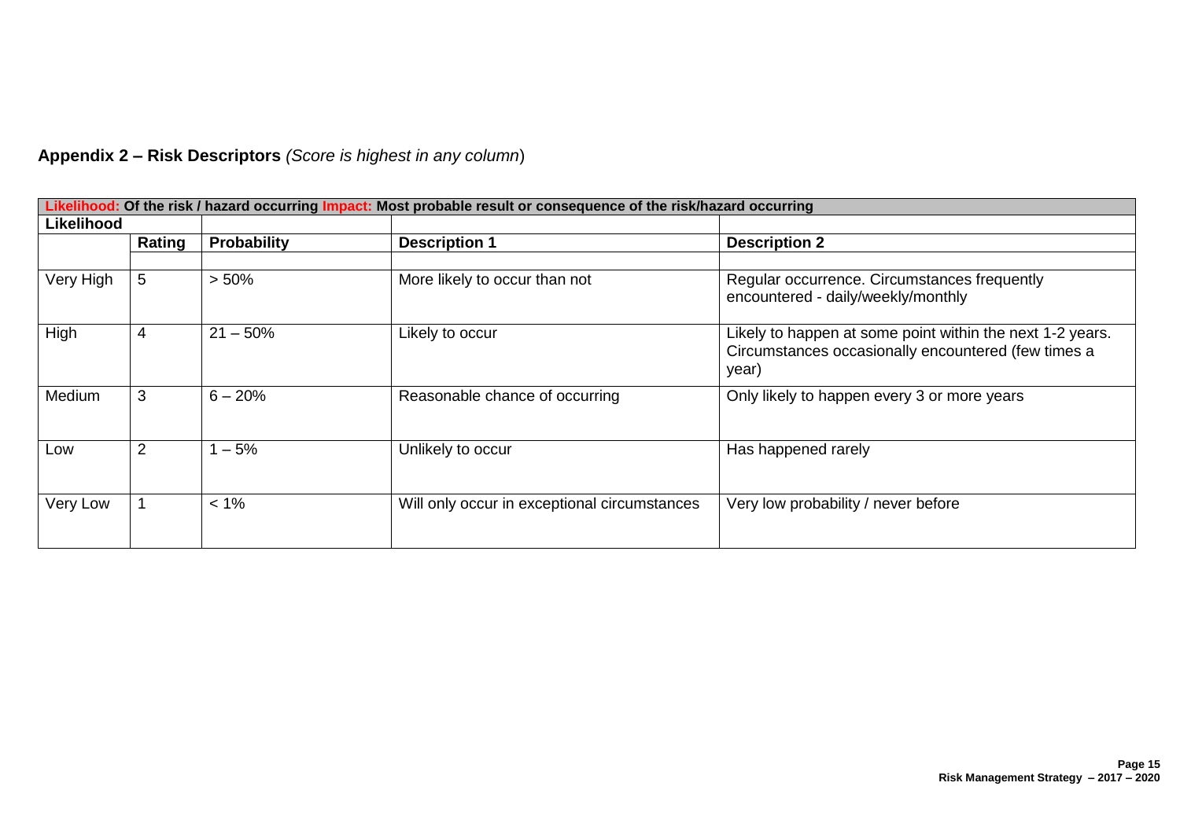## Appendix 2 – Risk Descriptors *(Score is highest in any column)*

| **Likelihood:** Of the risk / hazard occurring **Impact:** Most probable result or consequence of the risk/hazard occurring | | | | |
|---|---|---|---|---|
| **Likelihood** | | | | |
| | **Rating** | **Probability** | **Description 1** | **Description 2** |
| | | | | |
| Very High | 5 | > 50% | More likely to occur than not | Regular occurrence. Circumstances frequently encountered - daily/weekly/monthly |
| High | 4 | 21 – 50% | Likely to occur | Likely to happen at some point within the next 1-2 years. Circumstances occasionally encountered (few times a year) |
| Medium | 3 | 6 – 20% | Reasonable chance of occurring | Only likely to happen every 3 or more years |
| Low | 2 | 1 – 5% | Unlikely to occur | Has happened rarely |
| Very Low | 1 | < 1% | Will only occur in exceptional circumstances | Very low probability / never before |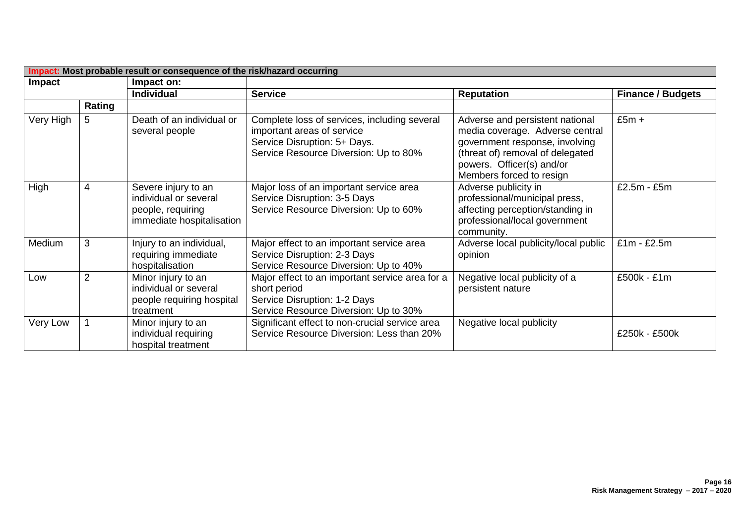| **Impact: Most probable result or consequence of the risk/hazard occurring** | | | | | |
|---|---|---|---|---|---|
| **Impact** | | **Impact on:** | | | |
| | | **Individual** | **Service** | **Reputation** | **Finance / Budgets** |
| | **Rating** | | | | |
| Very High | 5 | Death of an individual or several people | Complete loss of services, including several important areas of service<br>Service Disruption: 5+ Days.<br>Service Resource Diversion: Up to 80% | Adverse and persistent national media coverage. Adverse central government response, involving (threat of) removal of delegated powers. Officer(s) and/or Members forced to resign | £5m + |
| High | 4 | Severe injury to an individual or several people, requiring immediate hospitalisation | Major loss of an important service area<br>Service Disruption: 3-5 Days<br>Service Resource Diversion: Up to 60% | Adverse publicity in professional/municipal press, affecting perception/standing in professional/local government community. | £2.5m - £5m |
| Medium | 3 | Injury to an individual, requiring immediate hospitalisation | Major effect to an important service area<br>Service Disruption: 2-3 Days<br>Service Resource Diversion: Up to 40% | Adverse local publicity/local public opinion | £1m - £2.5m |
| Low | 2 | Minor injury to an individual or several people requiring hospital treatment | Major effect to an important service area for a short period<br>Service Disruption: 1-2 Days<br>Service Resource Diversion: Up to 30% | Negative local publicity of a persistent nature | £500k - £1m |
| Very Low | 1 | Minor injury to an individual requiring hospital treatment | Significant effect to non-crucial service area<br>Service Resource Diversion: Less than 20% | Negative local publicity | £250k - £500k |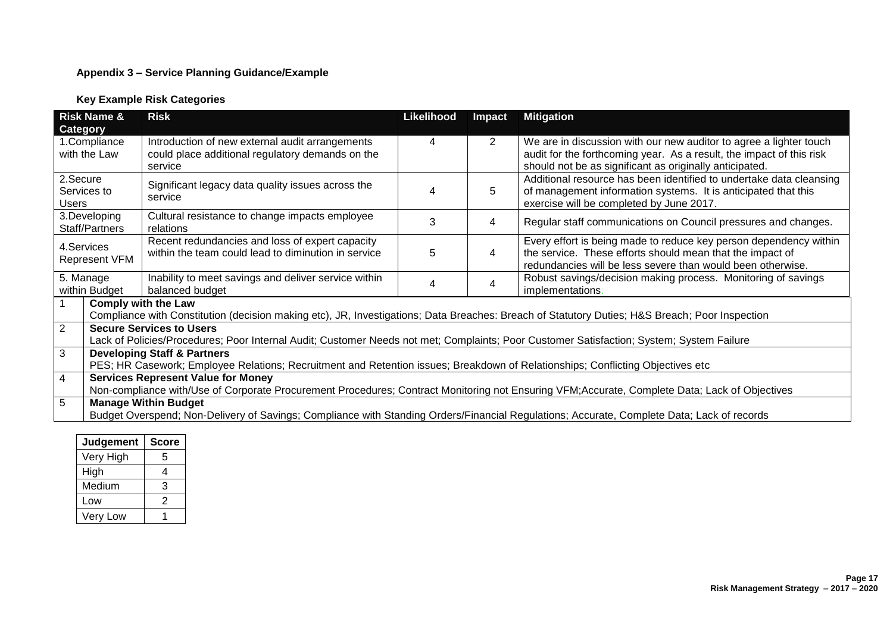**Appendix 3 – Service Planning Guidance/Example**

**Key Example Risk Categories**

| Risk Name & Category | Risk | Likelihood | Impact | Mitigation |
|---|---|---|---|---|
| 1.Compliance with the Law | Introduction of new external audit arrangements could place additional regulatory demands on the service | 4 | 2 | We are in discussion with our new auditor to agree a lighter touch audit for the forthcoming year. As a result, the impact of this risk should not be as significant as originally anticipated. |
| 2.Secure Services to Users | Significant legacy data quality issues across the service | 4 | 5 | Additional resource has been identified to undertake data cleansing of management information systems. It is anticipated that this exercise will be completed by June 2017. |
| 3.Developing Staff/Partners | Cultural resistance to change impacts employee relations | 3 | 4 | Regular staff communications on Council pressures and changes. |
| 4.Services Represent VFM | Recent redundancies and loss of expert capacity within the team could lead to diminution in service | 5 | 4 | Every effort is being made to reduce key person dependency within the service. These efforts should mean that the impact of redundancies will be less severe than would been otherwise. |
| 5. Manage within Budget | Inability to meet savings and deliver service within balanced budget | 4 | 4 | Robust savings/decision making process. Monitoring of savings implementations. |

| | |
|---|---|
| 1 | **Comply with the Law**<br>Compliance with Constitution (decision making etc), JR, Investigations; Data Breaches: Breach of Statutory Duties; H&S Breach; Poor Inspection |
| 2 | **Secure Services to Users**<br>Lack of Policies/Procedures; Poor Internal Audit; Customer Needs not met; Complaints; Poor Customer Satisfaction; System; System Failure |
| 3 | **Developing Staff & Partners**<br>PES; HR Casework; Employee Relations; Recruitment and Retention issues; Breakdown of Relationships; Conflicting Objectives etc |
| 4 | **Services Represent Value for Money**<br>Non-compliance with/Use of Corporate Procurement Procedures; Contract Monitoring not Ensuring VFM;Accurate, Complete Data; Lack of Objectives |
| 5 | **Manage Within Budget**<br>Budget Overspend; Non-Delivery of Savings; Compliance with Standing Orders/Financial Regulations; Accurate, Complete Data; Lack of records |

| Judgement | Score |
|---|---|
| Very High | 5 |
| High | 4 |
| Medium | 3 |
| Low | 2 |
| Very Low | 1 |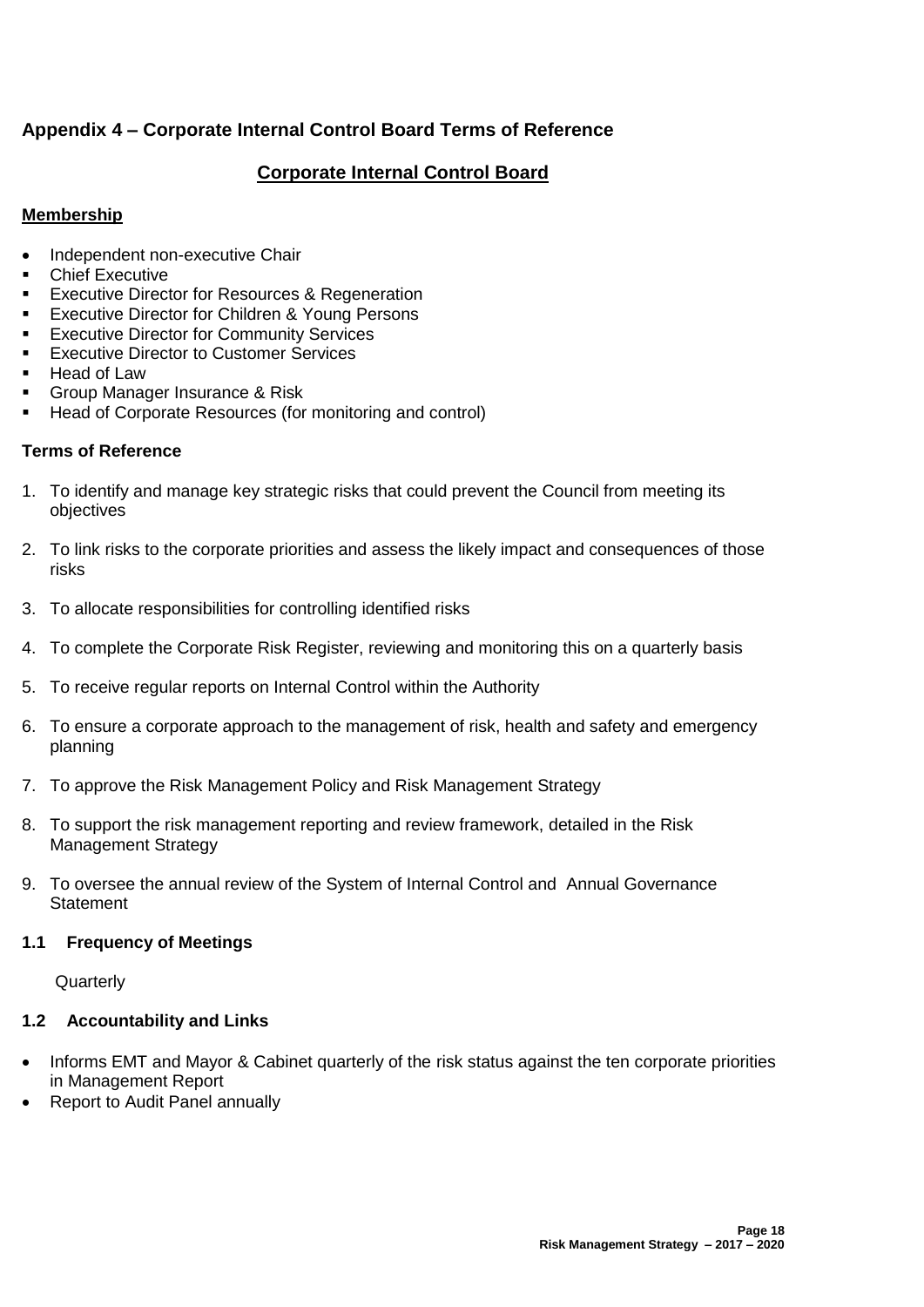## Appendix 4 – Corporate Internal Control Board Terms of Reference

### Corporate Internal Control Board

**Membership**

- Independent non-executive Chair
- Chief Executive
- Executive Director for Resources & Regeneration
- Executive Director for Children & Young Persons
- Executive Director for Community Services
- Executive Director to Customer Services
- Head of Law
- Group Manager Insurance & Risk
- Head of Corporate Resources (for monitoring and control)

**Terms of Reference**

1. To identify and manage key strategic risks that could prevent the Council from meeting its objectives
2. To link risks to the corporate priorities and assess the likely impact and consequences of those risks
3. To allocate responsibilities for controlling identified risks
4. To complete the Corporate Risk Register, reviewing and monitoring this on a quarterly basis
5. To receive regular reports on Internal Control within the Authority
6. To ensure a corporate approach to the management of risk, health and safety and emergency planning
7. To approve the Risk Management Policy and Risk Management Strategy
8. To support the risk management reporting and review framework, detailed in the Risk Management Strategy
9. To oversee the annual review of the System of Internal Control and Annual Governance Statement

**1.1 Frequency of Meetings**

Quarterly

**1.2 Accountability and Links**

- Informs EMT and Mayor & Cabinet quarterly of the risk status against the ten corporate priorities in Management Report
- Report to Audit Panel annually